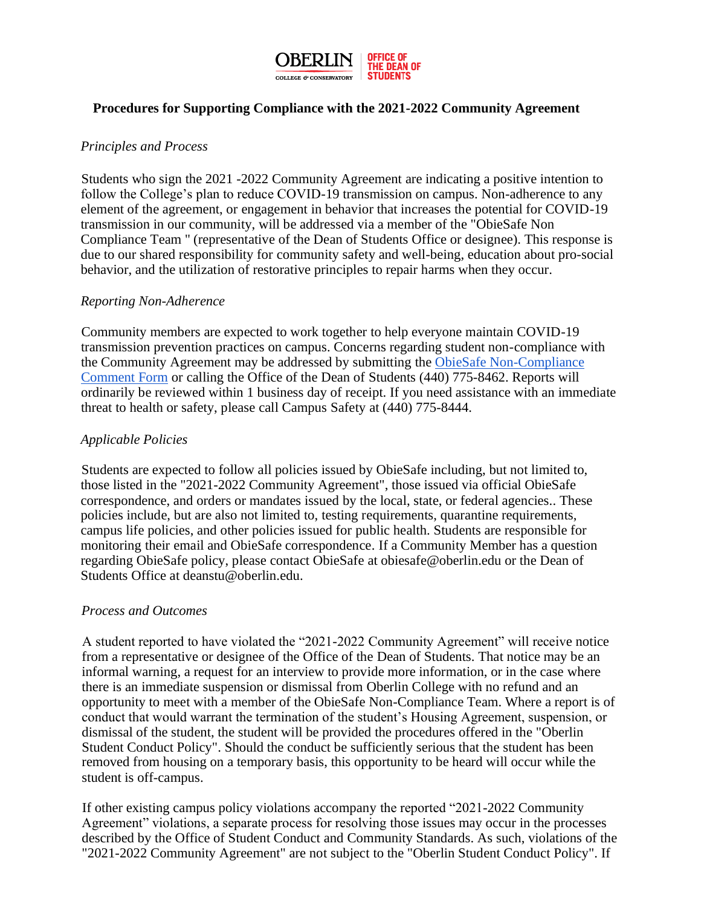OBERLIN COLLEGE & CONSERVATORY | OFFICE OF THE DEAN OF STUDENTS

# Procedures for Supporting Compliance with the 2021-2022 Community Agreement

*Principles and Process*

Students who sign the 2021 -2022 Community Agreement are indicating a positive intention to follow the College's plan to reduce COVID-19 transmission on campus. Non-adherence to any element of the agreement, or engagement in behavior that increases the potential for COVID-19 transmission in our community, will be addressed via a member of the "ObieSafe Non Compliance Team " (representative of the Dean of Students Office or designee). This response is due to our shared responsibility for community safety and well-being, education about pro-social behavior, and the utilization of restorative principles to repair harms when they occur.

*Reporting Non-Adherence*

Community members are expected to work together to help everyone maintain COVID-19 transmission prevention practices on campus. Concerns regarding student non-compliance with the Community Agreement may be addressed by submitting the ObieSafe Non-Compliance Comment Form or calling the Office of the Dean of Students (440) 775-8462. Reports will ordinarily be reviewed within 1 business day of receipt. If you need assistance with an immediate threat to health or safety, please call Campus Safety at (440) 775-8444.

*Applicable Policies*

Students are expected to follow all policies issued by ObieSafe including, but not limited to, those listed in the "2021-2022 Community Agreement", those issued via official ObieSafe correspondence, and orders or mandates issued by the local, state, or federal agencies.. These policies include, but are also not limited to, testing requirements, quarantine requirements, campus life policies, and other policies issued for public health. Students are responsible for monitoring their email and ObieSafe correspondence. If a Community Member has a question regarding ObieSafe policy, please contact ObieSafe at obiesafe@oberlin.edu or the Dean of Students Office at deanstu@oberlin.edu.

*Process and Outcomes*

A student reported to have violated the "2021-2022 Community Agreement" will receive notice from a representative or designee of the Office of the Dean of Students. That notice may be an informal warning, a request for an interview to provide more information, or in the case where there is an immediate suspension or dismissal from Oberlin College with no refund and an opportunity to meet with a member of the ObieSafe Non-Compliance Team. Where a report is of conduct that would warrant the termination of the student's Housing Agreement, suspension, or dismissal of the student, the student will be provided the procedures offered in the "Oberlin Student Conduct Policy". Should the conduct be sufficiently serious that the student has been removed from housing on a temporary basis, this opportunity to be heard will occur while the student is off-campus.

If other existing campus policy violations accompany the reported "2021-2022 Community Agreement" violations, a separate process for resolving those issues may occur in the processes described by the Office of Student Conduct and Community Standards. As such, violations of the "2021-2022 Community Agreement" are not subject to the "Oberlin Student Conduct Policy". If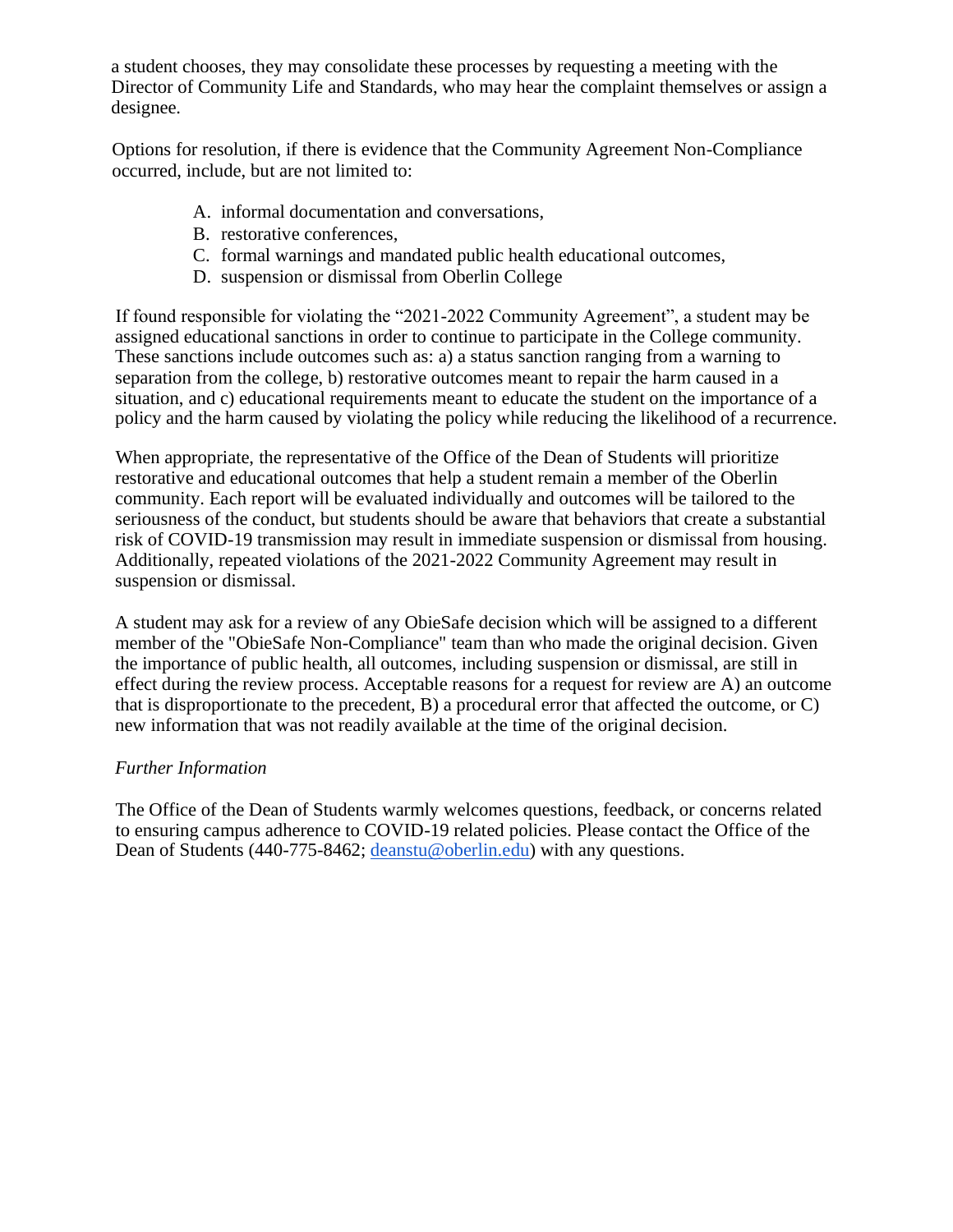a student chooses, they may consolidate these processes by requesting a meeting with the Director of Community Life and Standards, who may hear the complaint themselves or assign a designee.

Options for resolution, if there is evidence that the Community Agreement Non-Compliance occurred, include, but are not limited to:

A. informal documentation and conversations,
B. restorative conferences,
C. formal warnings and mandated public health educational outcomes,
D. suspension or dismissal from Oberlin College

If found responsible for violating the "2021-2022 Community Agreement", a student may be assigned educational sanctions in order to continue to participate in the College community. These sanctions include outcomes such as: a) a status sanction ranging from a warning to separation from the college, b) restorative outcomes meant to repair the harm caused in a situation, and c) educational requirements meant to educate the student on the importance of a policy and the harm caused by violating the policy while reducing the likelihood of a recurrence.

When appropriate, the representative of the Office of the Dean of Students will prioritize restorative and educational outcomes that help a student remain a member of the Oberlin community. Each report will be evaluated individually and outcomes will be tailored to the seriousness of the conduct, but students should be aware that behaviors that create a substantial risk of COVID-19 transmission may result in immediate suspension or dismissal from housing. Additionally, repeated violations of the 2021-2022 Community Agreement may result in suspension or dismissal.

A student may ask for a review of any ObieSafe decision which will be assigned to a different member of the "ObieSafe Non-Compliance" team than who made the original decision. Given the importance of public health, all outcomes, including suspension or dismissal, are still in effect during the review process. Acceptable reasons for a request for review are A) an outcome that is disproportionate to the precedent, B) a procedural error that affected the outcome, or C) new information that was not readily available at the time of the original decision.

*Further Information*

The Office of the Dean of Students warmly welcomes questions, feedback, or concerns related to ensuring campus adherence to COVID-19 related policies. Please contact the Office of the Dean of Students (440-775-8462; deanstu@oberlin.edu) with any questions.